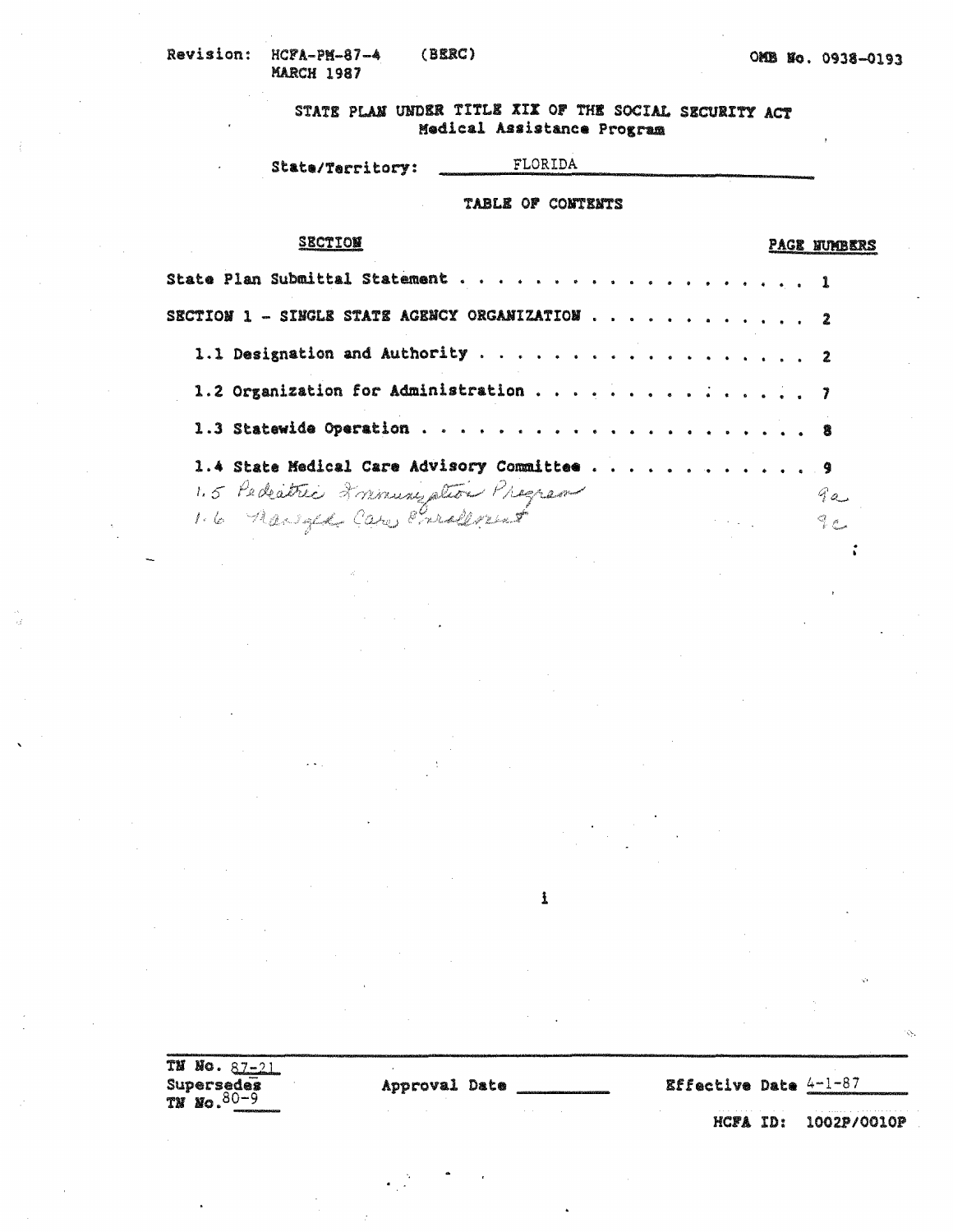Revision: HCFA-PM-87-4 (BERC)
MARCH 1987

OMB No. 0938-0193

STATE PLAN UNDER TITLE XIX OF THE SOCIAL SECURITY ACT
Medical Assistance Program

State/Territory: FLORIDA

TABLE OF CONTENTS

| SECTION | PAGE NUMBERS |
|---|---|
| State Plan Submittal Statement | 1 |
| SECTION 1 - SINGLE STATE AGENCY ORGANIZATION | 2 |
| 1.1 Designation and Authority | 2 |
| 1.2 Organization for Administration | 7 |
| 1.3 Statewide Operation | 8 |
| 1.4 State Medical Care Advisory Committee | 9 |
| 1.5 Pediatric Immunization Program | 9a |
| 1.6 Managed Care Enrollment | 9c |

TN No. 87-21
Supersedes
TN No. 80-9

Approval Date ________

Effective Date 4-1-87

HCFA ID: 1002P/0010P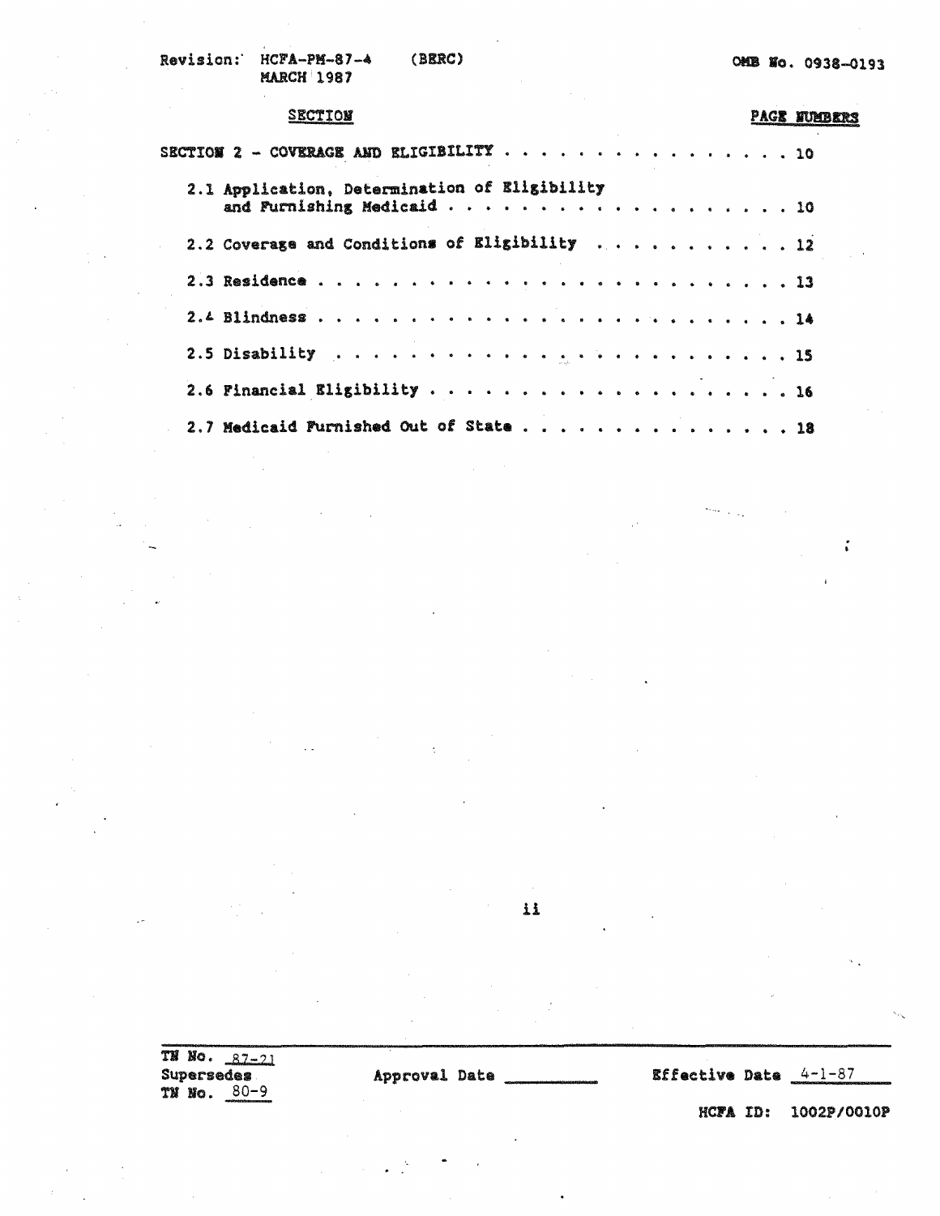Revision: HCFA-PM-87-4 (BERC)
MARCH 1987

OMB No. 0938-0193

| SECTION | PAGE NUMBERS |
|---|---|
| SECTION 2 - COVERAGE AND ELIGIBILITY | 10 |
| 2.1 Application, Determination of Eligibility and Furnishing Medicaid | 10 |
| 2.2 Coverage and Conditions of Eligibility | 12 |
| 2.3 Residence | 13 |
| 2.4 Blindness | 14 |
| 2.5 Disability | 15 |
| 2.6 Financial Eligibility | 16 |
| 2.7 Medicaid Furnished Out of State | 18 |

TN No. 87-21
Supersedes
TN No. 80-9

Approval Date ________

Effective Date 4-1-87

HCFA ID: 1002P/0010P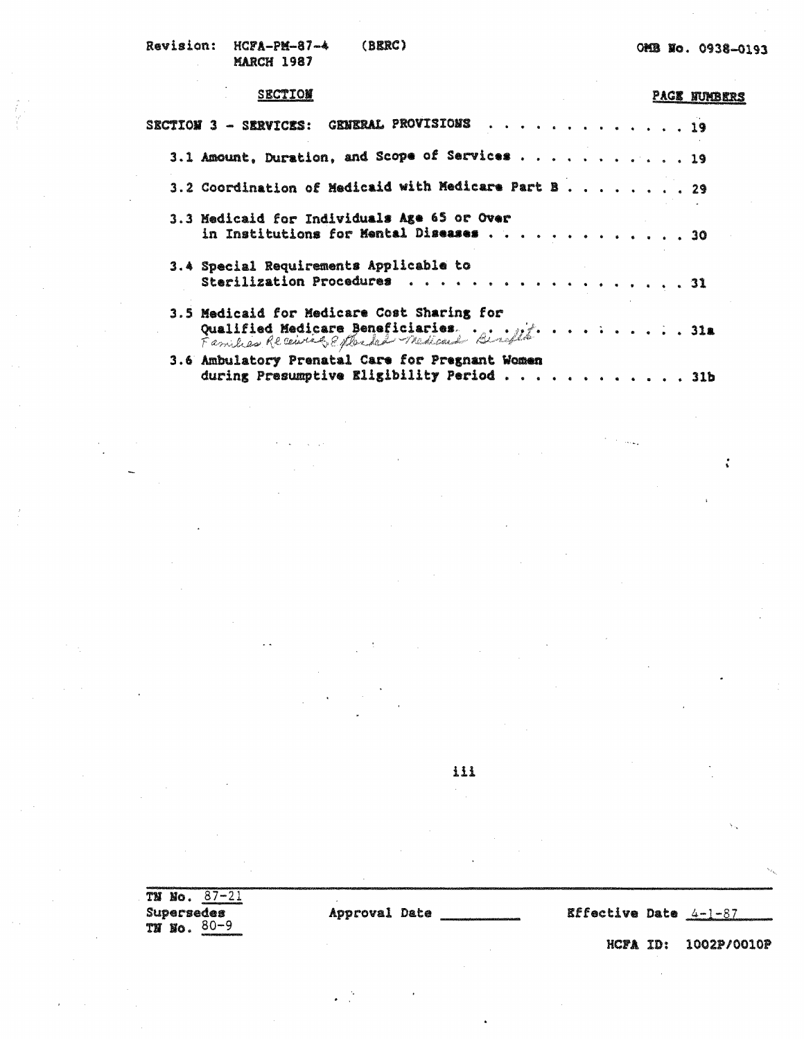Revision: HCFA-PM-87-4 (BERC)
MARCH 1987

OMB No. 0938-0193

| SECTION | PAGE NUMBERS |
|---|---|
| SECTION 3 - SERVICES: GENERAL PROVISIONS | 19 |
| 3.1 Amount, Duration, and Scope of Services | 19 |
| 3.2 Coordination of Medicaid with Medicare Part B | 29 |
| 3.3 Medicaid for Individuals Age 65 or Over in Institutions for Mental Diseases | 30 |
| 3.4 Special Requirements Applicable to Sterilization Procedures | 31 |
| 3.5 Medicaid for Medicare Cost Sharing for Qualified Medicare Beneficiaries. Families Receiving Extended Medicaid Benefits | 31a |
| 3.6 Ambulatory Prenatal Care for Pregnant Women during Presumptive Eligibility Period | 31b |

iii

TN No. 87-21
Supersedes
TN No. 80-9

Approval Date ________

Effective Date 4-1-87

HCFA ID: 1002P/0010P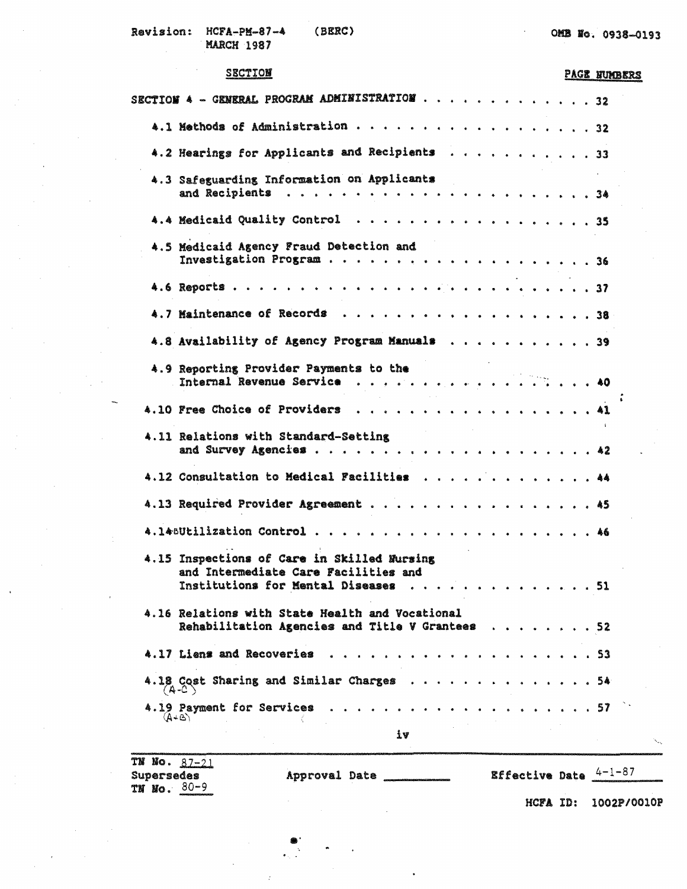Revision: HCFA-PM-87-4 (BERC) MARCH 1987

OMB No. 0938-0193

| SECTION | PAGE NUMBERS |
|---|---|
| SECTION 4 - GENERAL PROGRAM ADMINISTRATION | 32 |
| 4.1 Methods of Administration | 32 |
| 4.2 Hearings for Applicants and Recipients | 33 |
| 4.3 Safeguarding Information on Applicants and Recipients | 34 |
| 4.4 Medicaid Quality Control | 35 |
| 4.5 Medicaid Agency Fraud Detection and Investigation Program | 36 |
| 4.6 Reports | 37 |
| 4.7 Maintenance of Records | 38 |
| 4.8 Availability of Agency Program Manuals | 39 |
| 4.9 Reporting Provider Payments to the Internal Revenue Service | 40 |
| 4.10 Free Choice of Providers | 41 |
| 4.11 Relations with Standard-Setting and Survey Agencies | 42 |
| 4.12 Consultation to Medical Facilities | 44 |
| 4.13 Required Provider Agreement | 45 |
| 4.14 Utilization Control | 46 |
| 4.15 Inspections of Care in Skilled Nursing and Intermediate Care Facilities and Institutions for Mental Diseases | 51 |
| 4.16 Relations with State Health and Vocational Rehabilitation Agencies and Title V Grantees | 52 |
| 4.17 Liens and Recoveries | 53 |
| 4.18 (A-C) Cost Sharing and Similar Charges | 54 |
| 4.19 (A+B) Payment for Services | 57 |

iv

TN No. 87-21
Supersedes
TN No. 80-9

Approval Date ________

Effective Date 4-1-87

HCFA ID: 1002P/0010P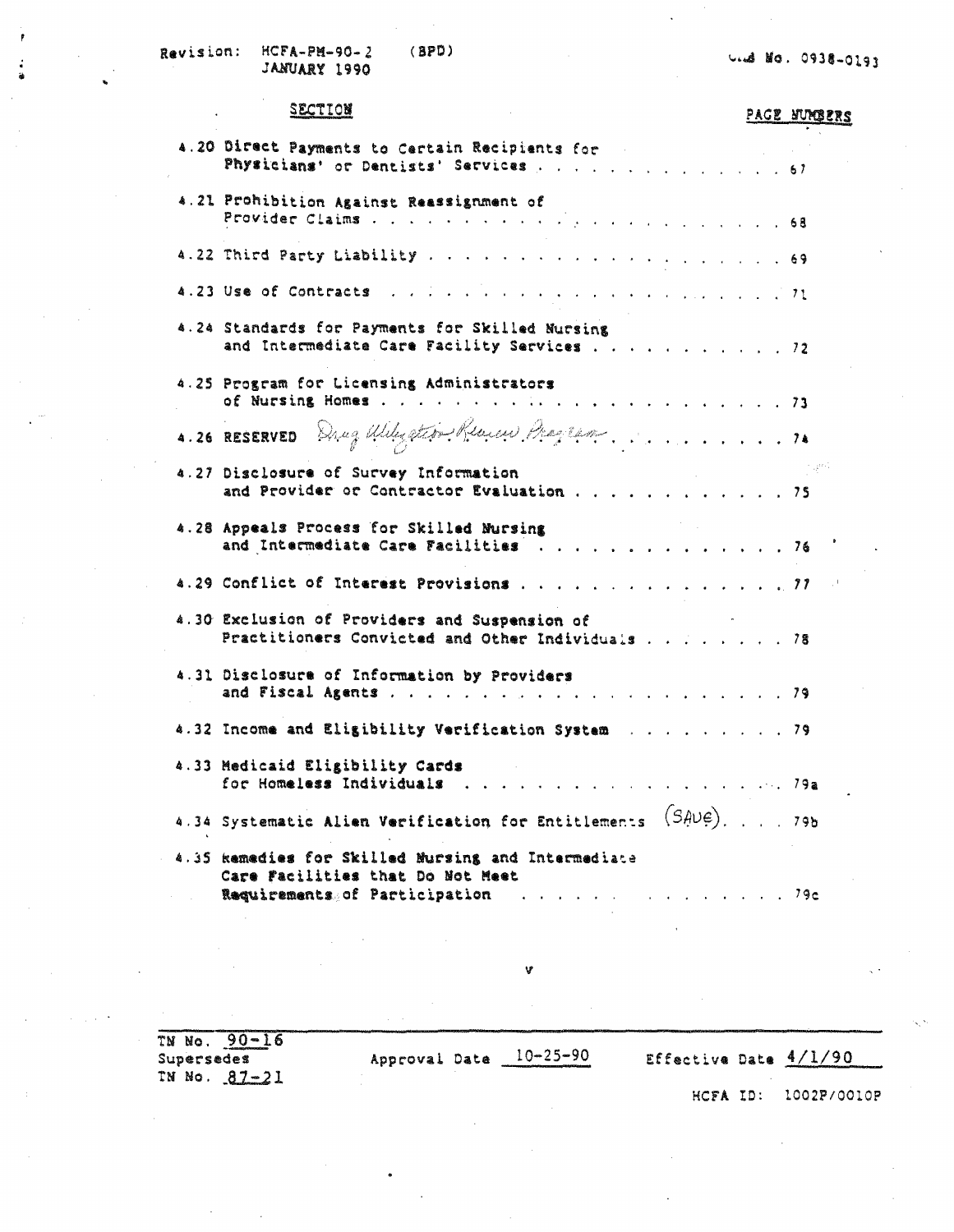Revision: HCFA-PM-90-2 (BPD)
JANUARY 1990

OMB No. 0938-0193

| SECTION | PAGE NUMBERS |
|---|---|
| 4.20 Direct Payments to Certain Recipients for Physicians' or Dentists' Services | 67 |
| 4.21 Prohibition Against Reassignment of Provider Claims | 68 |
| 4.22 Third Party Liability | 69 |
| 4.23 Use of Contracts | 71 |
| 4.24 Standards for Payments for Skilled Nursing and Intermediate Care Facility Services | 72 |
| 4.25 Program for Licensing Administrators of Nursing Homes | 73 |
| 4.26 RESERVED Drug Utilization Review Program | 74 |
| 4.27 Disclosure of Survey Information and Provider or Contractor Evaluation | 75 |
| 4.28 Appeals Process for Skilled Nursing and Intermediate Care Facilities | 76 |
| 4.29 Conflict of Interest Provisions | 77 |
| 4.30 Exclusion of Providers and Suspension of Practitioners Convicted and Other Individuals | 78 |
| 4.31 Disclosure of Information by Providers and Fiscal Agents | 79 |
| 4.32 Income and Eligibility Verification System | 79 |
| 4.33 Medicaid Eligibility Cards for Homeless Individuals | 79a |
| 4.34 Systematic Alien Verification for Entitlements (SAVE) | 79b |
| 4.35 Remedies for Skilled Nursing and Intermediate Care Facilities that Do Not Meet Requirements of Participation | 79c |

v

TN No. 90-16
Supersedes
TN No. 87-21

Approval Date 10-25-90

Effective Date 4/1/90

HCFA ID: 1002P/0010P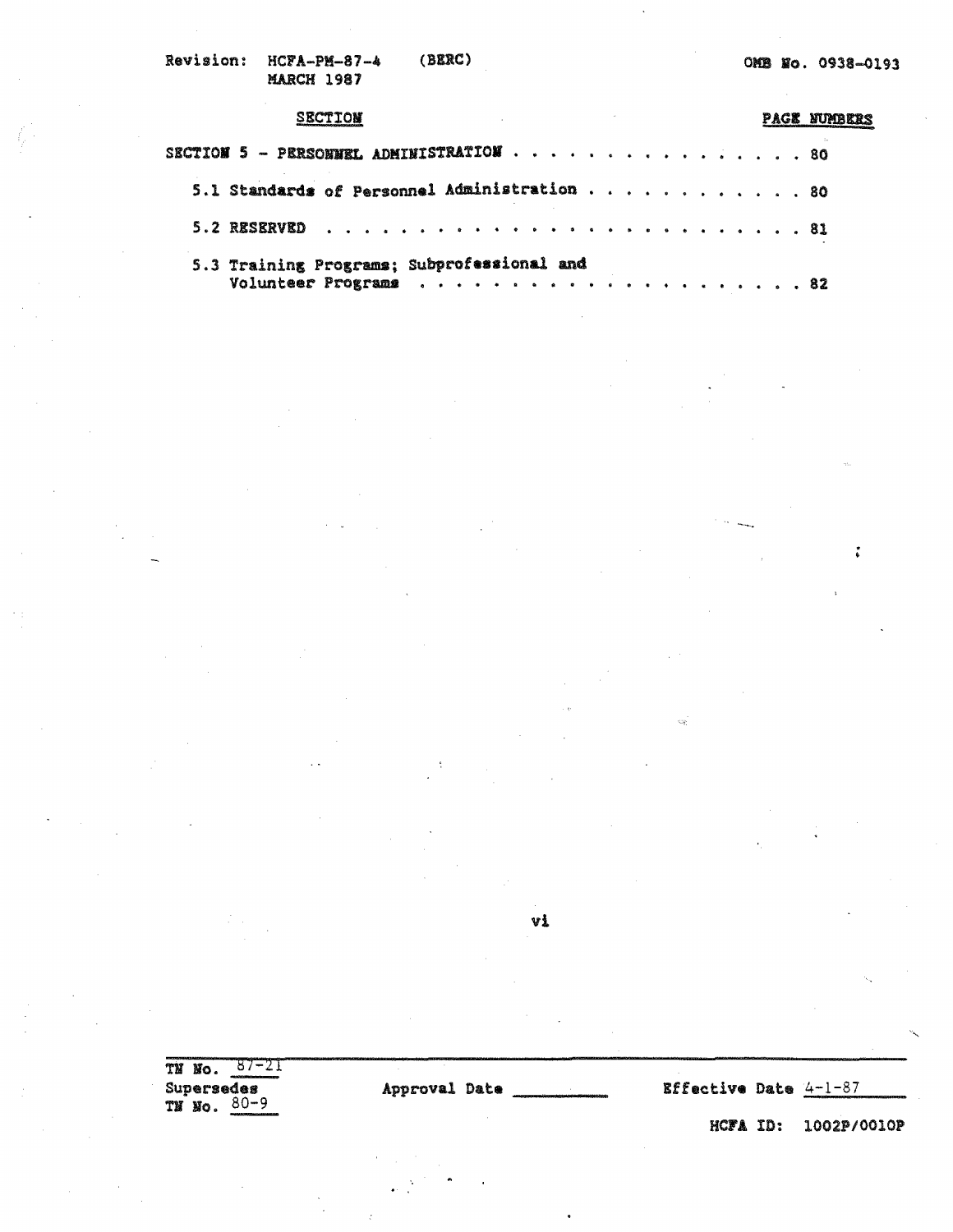Revision: HCFA-PM-87-4 (BERC)
MARCH 1987

OMB No. 0938-0193

| SECTION | PAGE NUMBERS |
|---|---|
| SECTION 5 - PERSONNEL ADMINISTRATION | 80 |
| 5.1 Standards of Personnel Administration | 80 |
| 5.2 RESERVED | 81 |
| 5.3 Training Programs; Subprofessional and Volunteer Programs | 82 |

TN No. 87-21
Supersedes
TN No. 80-9

Approval Date ________

Effective Date 4-1-87

HCFA ID: 1002P/0010P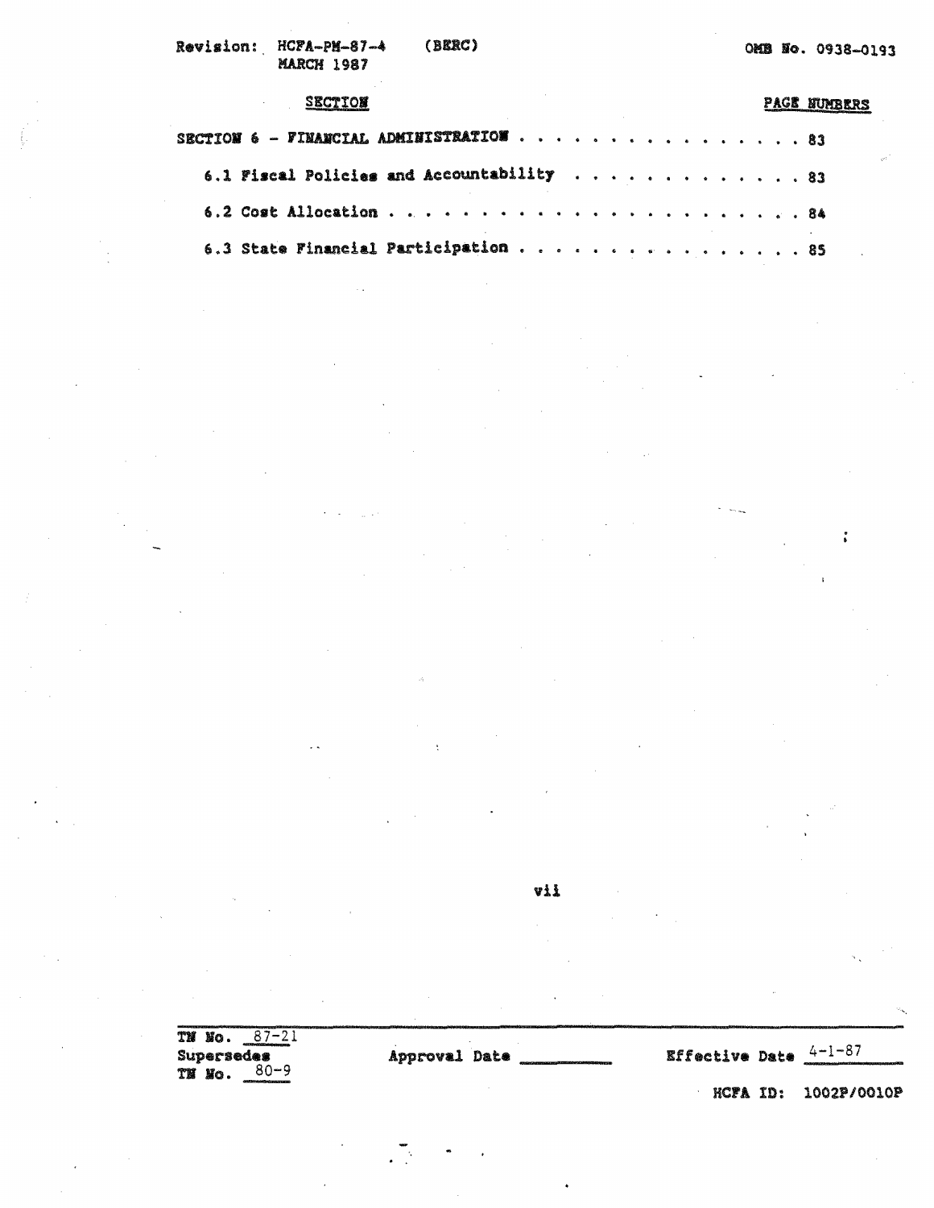| SECTION | PAGE NUMBERS |
|---|---|
| SECTION 6 – FINANCIAL ADMINISTRATION | 83 |
| 6.1 Fiscal Policies and Accountability | 83 |
| 6.2 Cost Allocation | 84 |
| 6.3 State Financial Participation | 85 |

TN No. 87-21
Supersedes
TN No. 80-9

Approval Date ________

Effective Date 4-1-87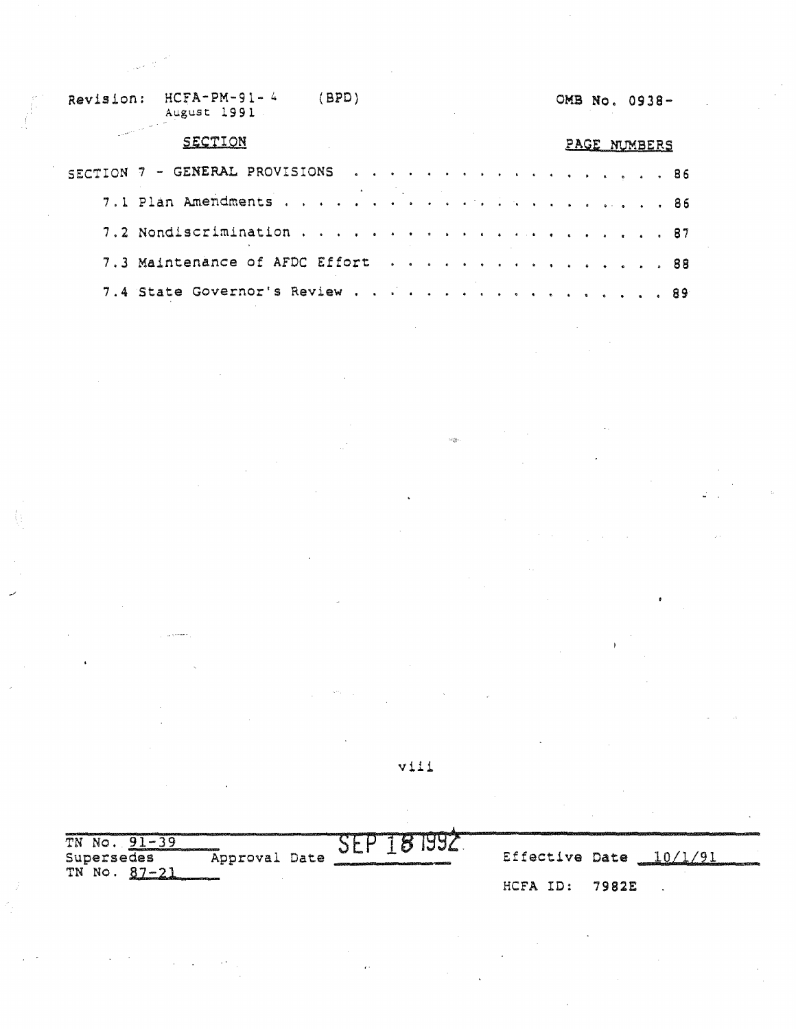Revision: HCFA-PM-91-4 (BPD) OMB No. 0938-
August 1991

| SECTION | PAGE NUMBERS |
|---|---|
| SECTION 7 - GENERAL PROVISIONS | 86 |
| 7.1 Plan Amendments | 86 |
| 7.2 Nondiscrimination | 87 |
| 7.3 Maintenance of AFDC Effort | 88 |
| 7.4 State Governor's Review | 89 |

TN No. 91-39
Supersedes Approval Date SEP 18 1992 Effective Date 10/1/91
TN No. 87-21

HCFA ID: 7982E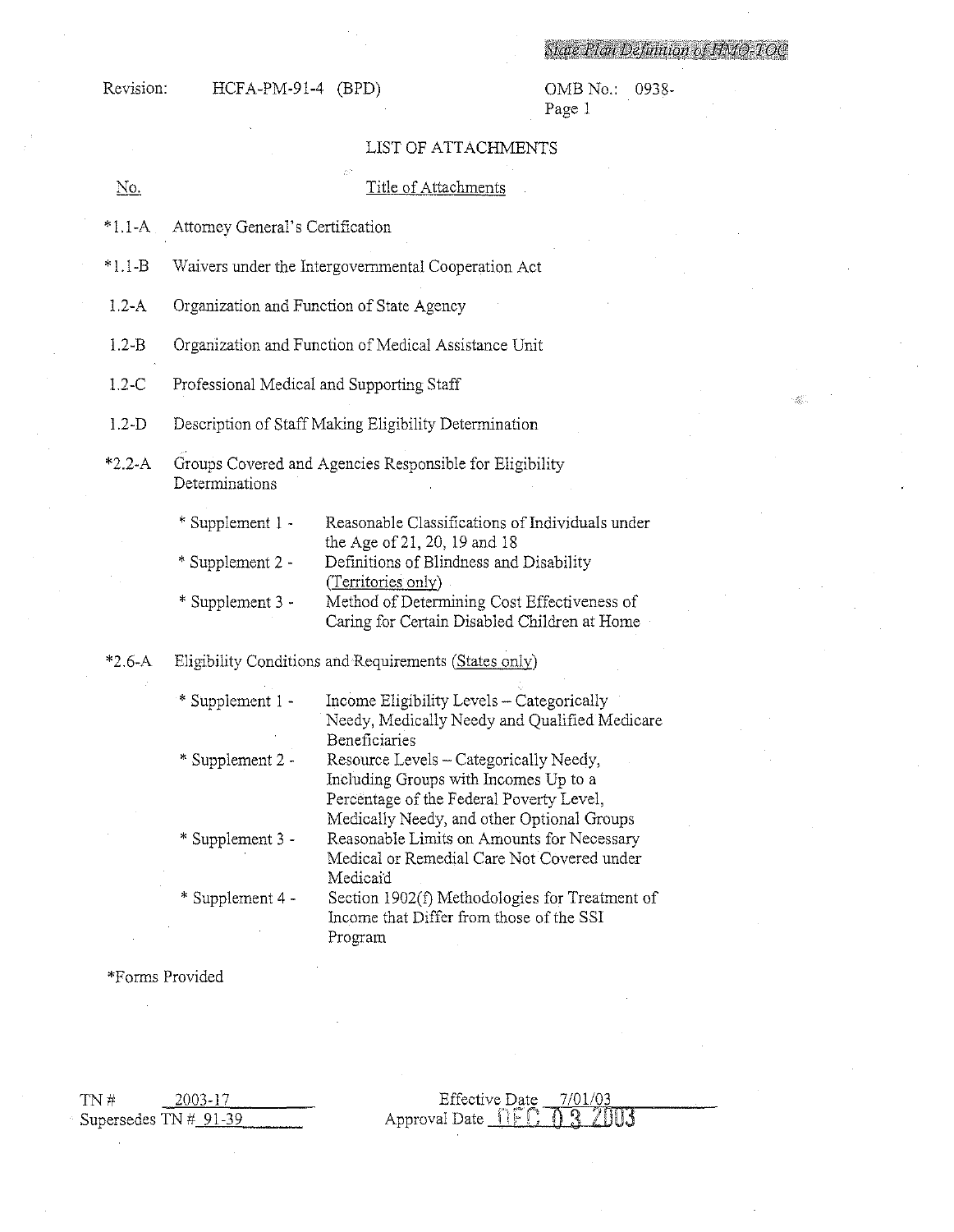State Plan Definition of HMO-TOC

Revision: HCFA-PM-91-4 (BPD)

OMB No.: 0938-

## LIST OF ATTACHMENTS

| No. | Title of Attachments |
|---|---|
| *1.1-A | Attorney General's Certification |
| *1.1-B | Waivers under the Intergovernmental Cooperation Act |
| 1.2-A | Organization and Function of State Agency |
| 1.2-B | Organization and Function of Medical Assistance Unit |
| 1.2-C | Professional Medical and Supporting Staff |
| 1.2-D | Description of Staff Making Eligibility Determination |
| *2.2-A | Groups Covered and Agencies Responsible for Eligibility Determinations |
| | * Supplement 1 - Reasonable Classifications of Individuals under the Age of 21, 20, 19 and 18 |
| | * Supplement 2 - Definitions of Blindness and Disability (Territories only) |
| | * Supplement 3 - Method of Determining Cost Effectiveness of Caring for Certain Disabled Children at Home |
| *2.6-A | Eligibility Conditions and Requirements (States only) |
| | * Supplement 1 - Income Eligibility Levels – Categorically Needy, Medically Needy and Qualified Medicare Beneficiaries |
| | * Supplement 2 - Resource Levels – Categorically Needy, Including Groups with Incomes Up to a Percentage of the Federal Poverty Level, Medically Needy, and other Optional Groups |
| | * Supplement 3 - Reasonable Limits on Amounts for Necessary Medical or Remedial Care Not Covered under Medicaid |
| | * Supplement 4 - Section 1902(f) Methodologies for Treatment of Income that Differ from those of the SSI Program |

*Forms Provided

TN # 2003-17
Supersedes TN # 91-39

Effective Date 7/01/03
Approval Date DEC 03 2003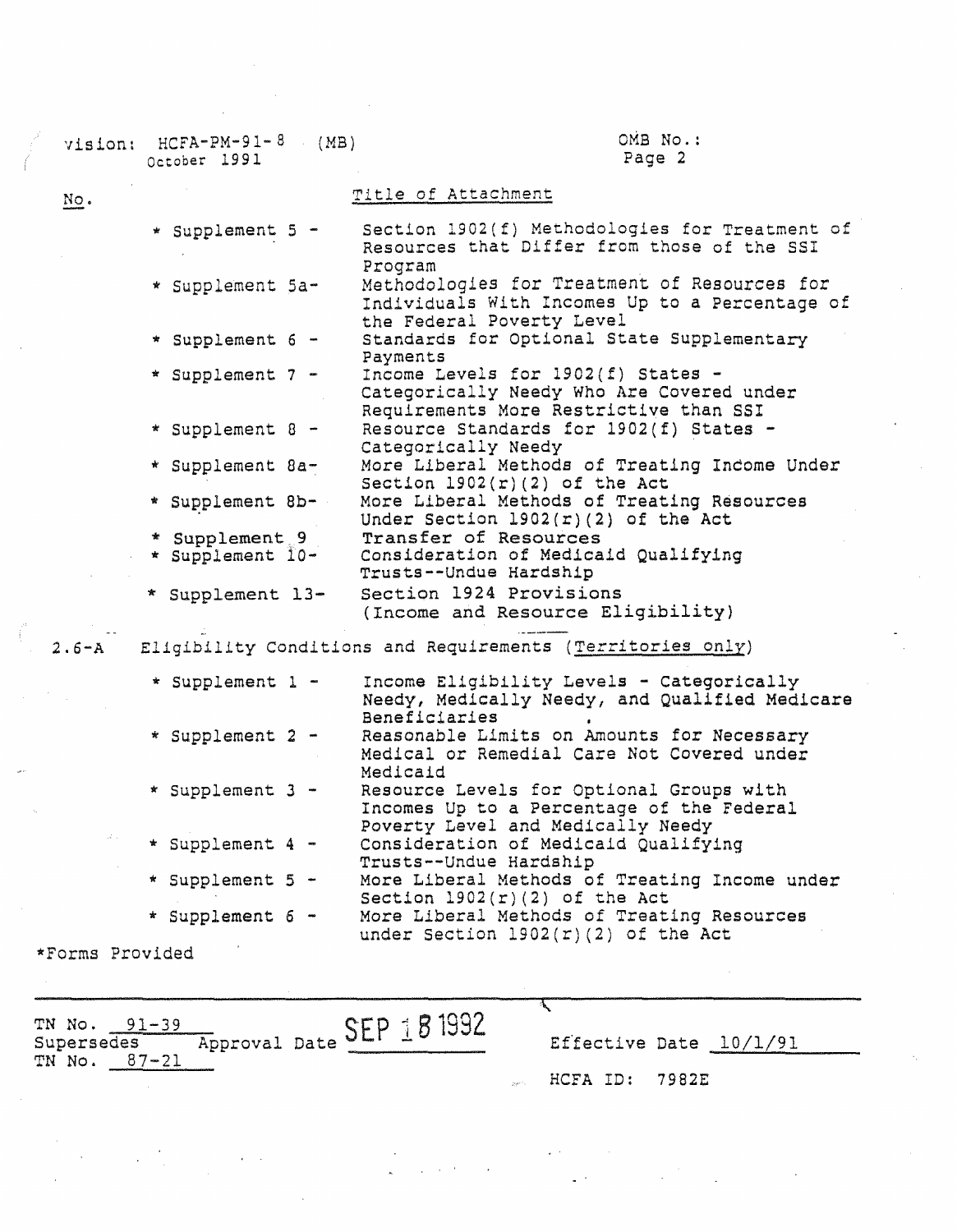| No. | Title of Attachment |
|---|---|
| * Supplement 5 - | Section 1902(f) Methodologies for Treatment of Resources that Differ from those of the SSI Program |
| * Supplement 5a- | Methodologies for Treatment of Resources for Individuals With Incomes Up to a Percentage of the Federal Poverty Level |
| * Supplement 6 - | Standards for Optional State Supplementary Payments |
| * Supplement 7 - | Income Levels for 1902(f) States - Categorically Needy Who Are Covered under Requirements More Restrictive than SSI |
| * Supplement 8 - | Resource Standards for 1902(f) States - Categorically Needy |
| * Supplement 8a- | More Liberal Methods of Treating Income Under Section 1902(r)(2) of the Act |
| * Supplement 8b- | More Liberal Methods of Treating Resources Under Section 1902(r)(2) of the Act |
| * Supplement 9 | Transfer of Resources |
| * Supplement 10- | Consideration of Medicaid Qualifying Trusts--Undue Hardship |
| * Supplement 13- | Section 1924 Provisions (Income and Resource Eligibility) |

2.6-A Eligibility Conditions and Requirements (Territories only)

| No. | Title of Attachment |
|---|---|
| * Supplement 1 - | Income Eligibility Levels - Categorically Needy, Medically Needy, and Qualified Medicare Beneficiaries |
| * Supplement 2 - | Reasonable Limits on Amounts for Necessary Medical or Remedial Care Not Covered under Medicaid |
| * Supplement 3 - | Resource Levels for Optional Groups with Incomes Up to a Percentage of the Federal Poverty Level and Medically Needy |
| * Supplement 4 - | Consideration of Medicaid Qualifying Trusts--Undue Hardship |
| * Supplement 5 - | More Liberal Methods of Treating Income under Section 1902(r)(2) of the Act |
| * Supplement 6 - | More Liberal Methods of Treating Resources under Section 1902(r)(2) of the Act |

*Forms Provided

TN No. 91-39
Supersedes TN No. 87-21
Approval Date SEP 18 1992
Effective Date 10/1/91
HCFA ID: 7982E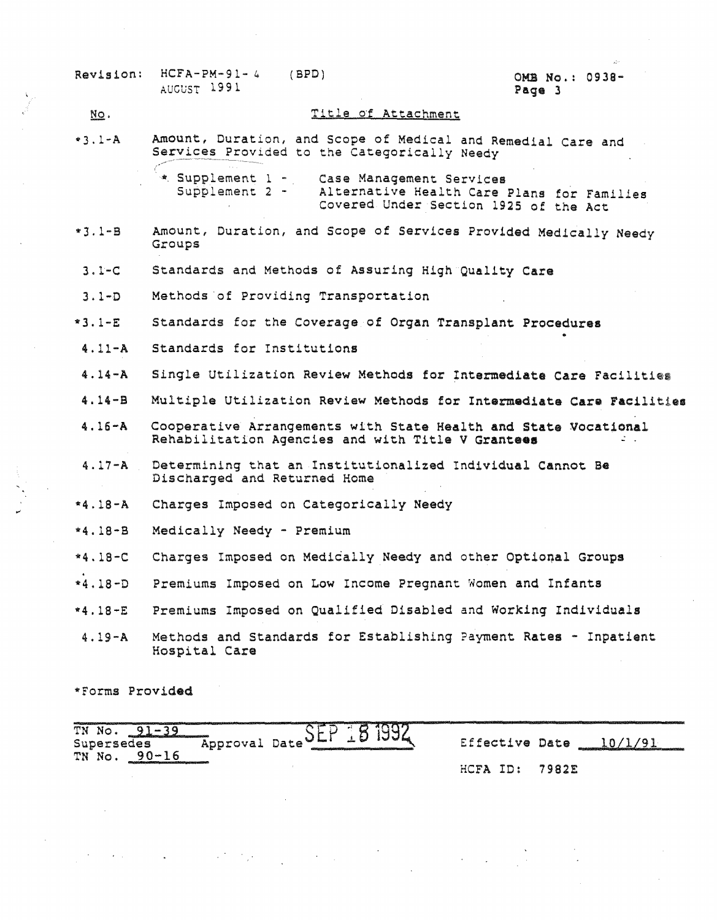| No. | Title of Attachment |
|---|---|
| *3.1-A | Amount, Duration, and Scope of Medical and Remedial Care and Services Provided to the Categorically Needy |
| | * Supplement 1 - Case Management Services |
| | Supplement 2 - Alternative Health Care Plans for Families Covered Under Section 1925 of the Act |
| *3.1-B | Amount, Duration, and Scope of Services Provided Medically Needy Groups |
| 3.1-C | Standards and Methods of Assuring High Quality Care |
| 3.1-D | Methods of Providing Transportation |
| *3.1-E | Standards for the Coverage of Organ Transplant Procedures |
| 4.11-A | Standards for Institutions |
| 4.14-A | Single Utilization Review Methods for Intermediate Care Facilities |
| 4.14-B | Multiple Utilization Review Methods for Intermediate Care Facilities |
| 4.16-A | Cooperative Arrangements with State Health and State Vocational Rehabilitation Agencies and with Title V Grantees |
| 4.17-A | Determining that an Institutionalized Individual Cannot Be Discharged and Returned Home |
| *4.18-A | Charges Imposed on Categorically Needy |
| *4.18-B | Medically Needy - Premium |
| *4.18-C | Charges Imposed on Medically Needy and other Optional Groups |
| *4.18-D | Premiums Imposed on Low Income Pregnant Women and Infants |
| *4.18-E | Premiums Imposed on Qualified Disabled and Working Individuals |
| 4.19-A | Methods and Standards for Establishing Payment Rates - Inpatient Hospital Care |

*Forms Provided

TN No. 91-39 Supersedes TN No. 90-16 Approval Date SEP 18 1992 Effective Date 10/1/91

HCFA ID: 7982E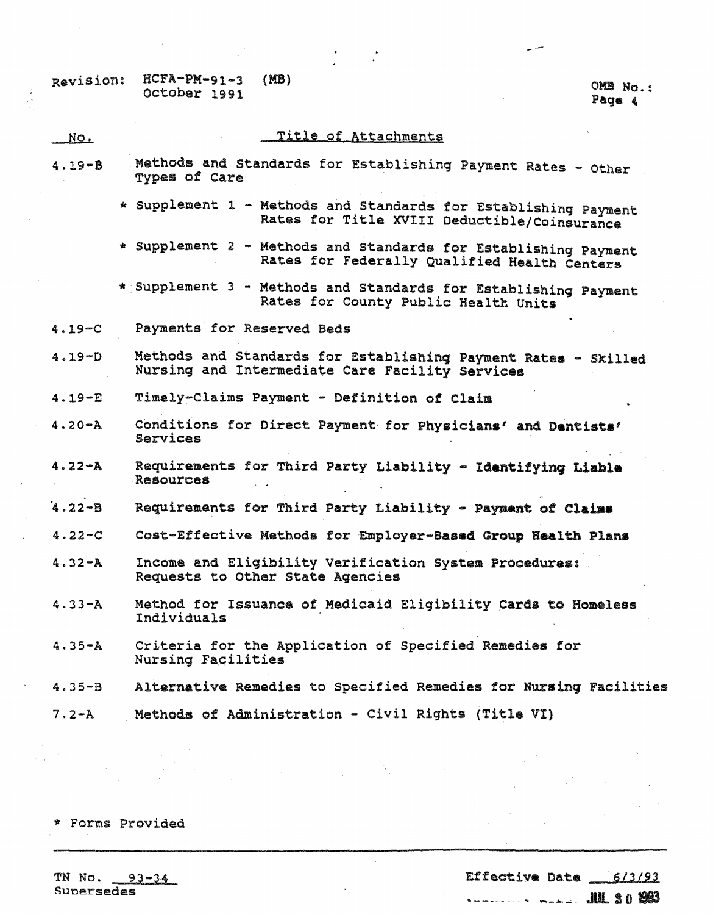| No. | Title of Attachments |
|---|---|
| 4.19-B | Methods and Standards for Establishing Payment Rates - Other Types of Care |
| | * Supplement 1 - Methods and Standards for Establishing Payment Rates for Title XVIII Deductible/Coinsurance |
| | * Supplement 2 - Methods and Standards for Establishing Payment Rates for Federally Qualified Health Centers |
| | * Supplement 3 - Methods and Standards for Establishing Payment Rates for County Public Health Units |
| 4.19-C | Payments for Reserved Beds |
| 4.19-D | Methods and Standards for Establishing Payment Rates - Skilled Nursing and Intermediate Care Facility Services |
| 4.19-E | Timely-Claims Payment - Definition of Claim |
| 4.20-A | Conditions for Direct Payment for Physicians' and Dentists' Services |
| 4.22-A | Requirements for Third Party Liability - Identifying Liable Resources |
| 4.22-B | Requirements for Third Party Liability - Payment of Claims |
| 4.22-C | Cost-Effective Methods for Employer-Based Group Health Plans |
| 4.32-A | Income and Eligibility Verification System Procedures: Requests to Other State Agencies |
| 4.33-A | Method for Issuance of Medicaid Eligibility Cards to Homeless Individuals |
| 4.35-A | Criteria for the Application of Specified Remedies for Nursing Facilities |
| 4.35-B | Alternative Remedies to Specified Remedies for Nursing Facilities |
| 7.2-A | Methods of Administration - Civil Rights (Title VI) |

\* Forms Provided

TN No. 93-34
Supersedes

Effective Date 6/3/93
Approval Date JUL 30 1993